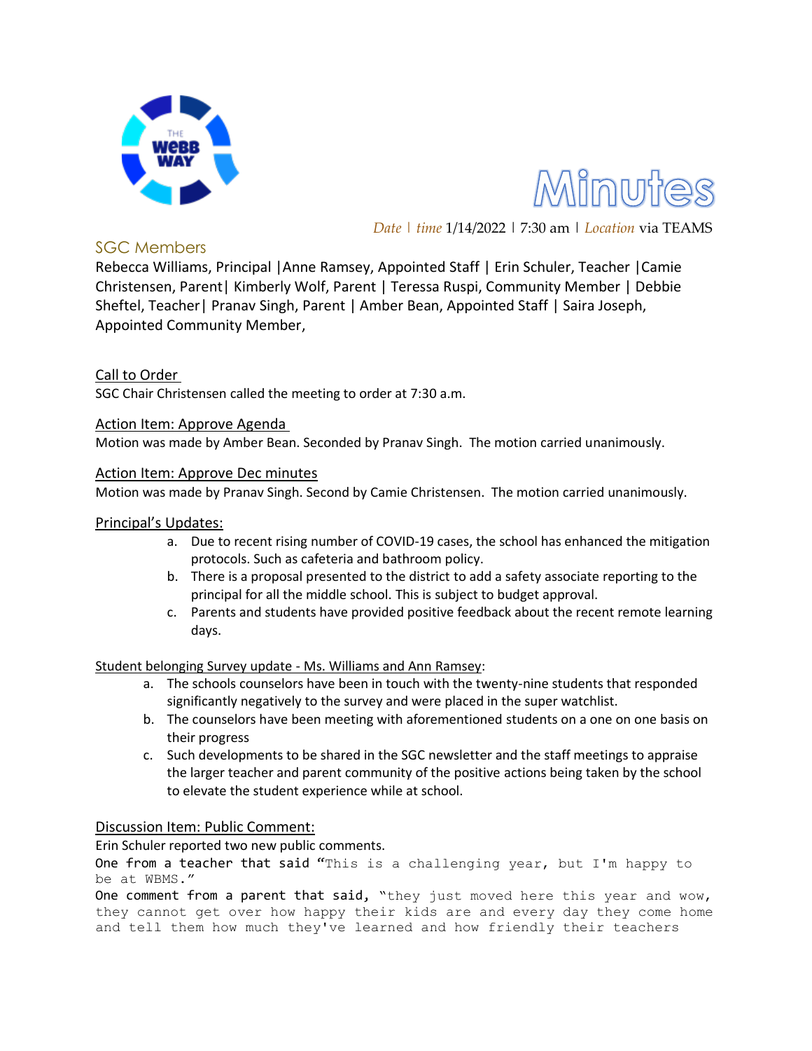# Minutes

*Date* | *time* 1/14/2022 | 7:30 am | *Location* via TEAMS

## SGC Members

Rebecca Williams, Principal |Anne Ramsey, Appointed Staff | Erin Schuler, Teacher |Camie Christensen, Parent| Kimberly Wolf, Parent | Teressa Ruspi, Community Member | Debbie Sheftel, Teacher| Pranav Singh, Parent | Amber Bean, Appointed Staff | Saira Joseph, Appointed Community Member,

### Call to Order

SGC Chair Christensen called the meeting to order at 7:30 a.m.

### Action Item: Approve Agenda

Motion was made by Amber Bean. Seconded by Pranav Singh. The motion carried unanimously.

### Action Item: Approve Dec minutes

Motion was made by Pranav Singh. Second by Camie Christensen. The motion carried unanimously.

### Principal's Updates:

a. Due to recent rising number of COVID-19 cases, the school has enhanced the mitigation protocols. Such as cafeteria and bathroom policy.
b. There is a proposal presented to the district to add a safety associate reporting to the principal for all the middle school. This is subject to budget approval.
c. Parents and students have provided positive feedback about the recent remote learning days.

### Student belonging Survey update - Ms. Williams and Ann Ramsey:

a. The schools counselors have been in touch with the twenty-nine students that responded significantly negatively to the survey and were placed in the super watchlist.
b. The counselors have been meeting with aforementioned students on a one on one basis on their progress
c. Such developments to be shared in the SGC newsletter and the staff meetings to appraise the larger teacher and parent community of the positive actions being taken by the school to elevate the student experience while at school.

### Discussion Item: Public Comment:

Erin Schuler reported two new public comments.

One from a teacher that said "This is a challenging year, but I'm happy to be at WBMS."

One comment from a parent that said, "they just moved here this year and wow, they cannot get over how happy their kids are and every day they come home and tell them how much they've learned and how friendly their teachers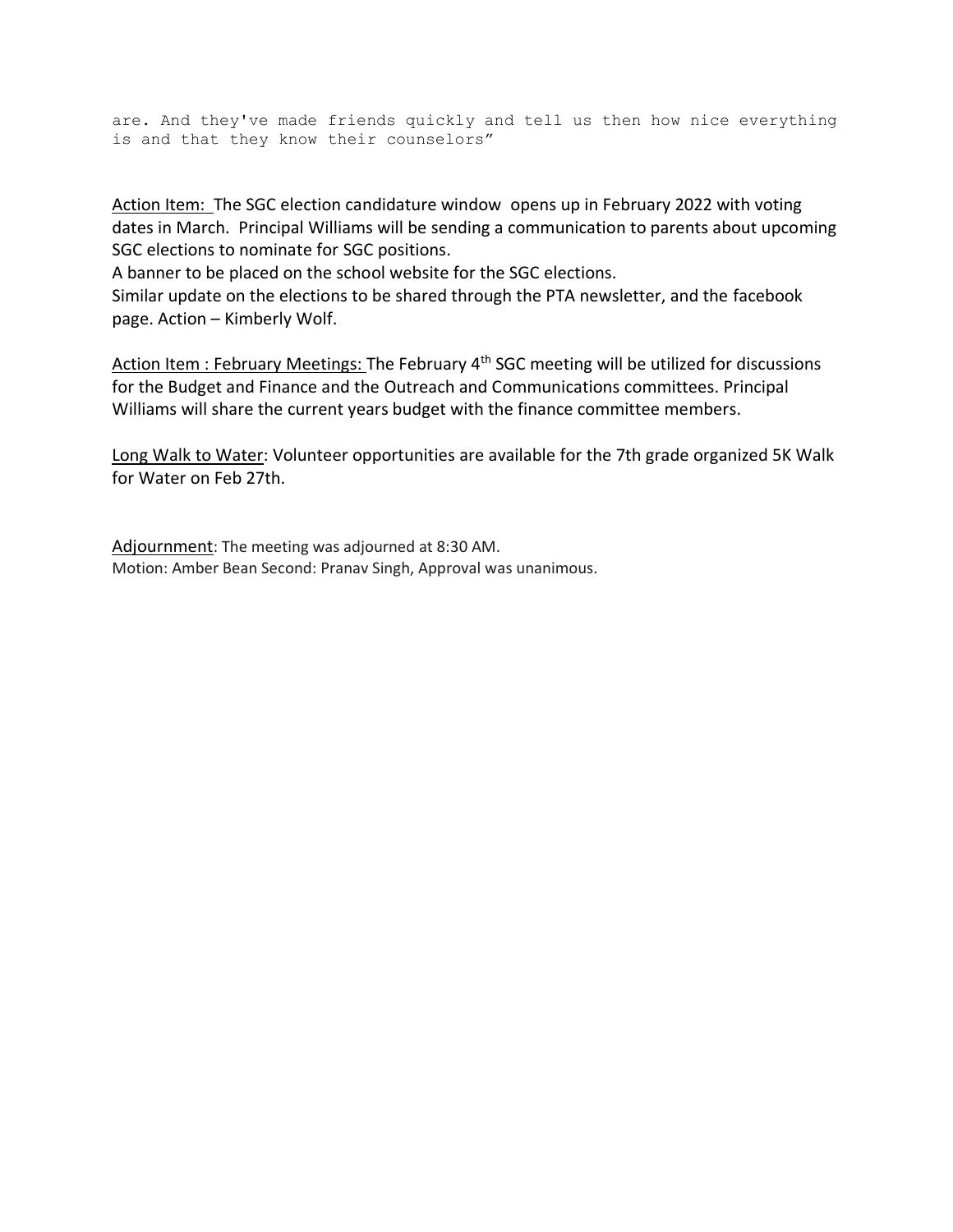are. And they've made friends quickly and tell us then how nice everything is and that they know their counselors"

Action Item: The SGC election candidature window opens up in February 2022 with voting dates in March. Principal Williams will be sending a communication to parents about upcoming SGC elections to nominate for SGC positions.
A banner to be placed on the school website for the SGC elections.
Similar update on the elections to be shared through the PTA newsletter, and the facebook page. Action – Kimberly Wolf.

Action Item : February Meetings: The February 4th SGC meeting will be utilized for discussions for the Budget and Finance and the Outreach and Communications committees. Principal Williams will share the current years budget with the finance committee members.

Long Walk to Water: Volunteer opportunities are available for the 7th grade organized 5K Walk for Water on Feb 27th.

Adjournment: The meeting was adjourned at 8:30 AM.
Motion: Amber Bean Second: Pranav Singh, Approval was unanimous.